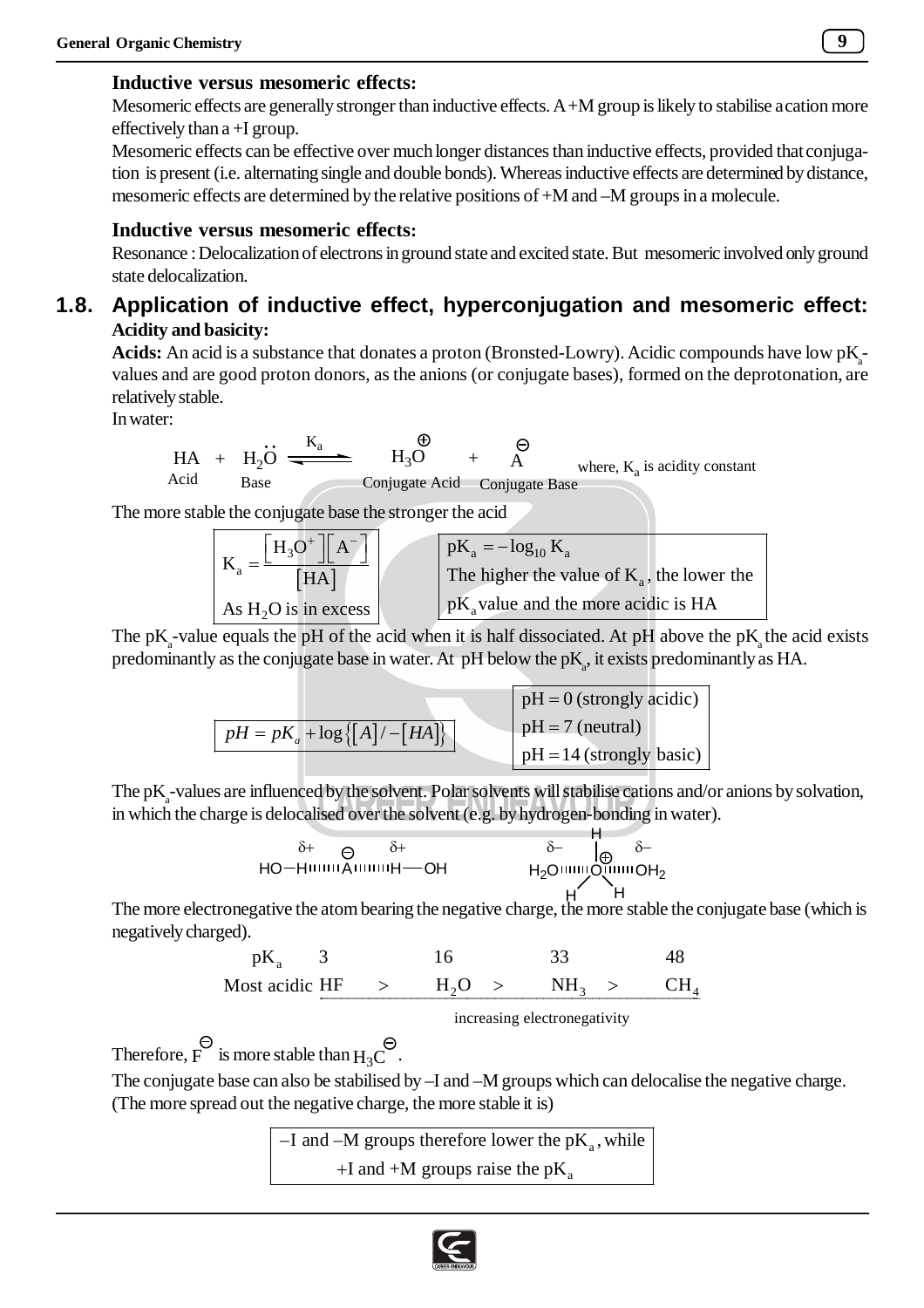### Inductive versus mesomeric effects:

Mesomeric effects are generally stronger than inductive effects. A +M group is likely to stabilise a cation more effectively than a +I group.

Mesomeric effects can be effective over much longer distances than inductive effects, provided that conjugation is present (i.e. alternating single and double bonds). Whereas inductive effects are determined by distance, mesomeric effects are determined by the relative positions of +M and –M groups in a molecule.

### Inductive versus mesomeric effects:

Resonance : Delocalization of electrons in ground state and excited state. But mesomeric involved only ground state delocalization.

## 1.8. Application of inductive effect, hyperconjugation and mesomeric effect:

**Acidity and basicity:**

**Acids:** An acid is a substance that donates a proton (Bronsted-Lowry). Acidic compounds have low $pK_a$-values and are good proton donors, as the anions (or conjugate bases), formed on the deprotonation, are relatively stable.

In water:

$$\underset{\text{Acid}}{HA} + \underset{\text{Base}}{H_2\ddot{O}} \overset{K_a}{\rightleftharpoons} \underset{\text{Conjugate Acid}}{H_3\overset{\oplus}{O}} + \underset{\text{Conjugate Base}}{\overset{\ominus}{A}}$$

where, $K_a$ is acidity constant

The more stable the conjugate base the stronger the acid

$$K_a = \frac{[H_3O^+][A^-]}{[HA]}$$

As $H_2O$ is in excess

$pK_a = -\log_{10} K_a$

The higher the value of $K_a$, the lower the $pK_a$ value and the more acidic is HA

The $pK_a$-value equals the pH of the acid when it is half dissociated. At pH above the $pK_a$ the acid exists predominantly as the conjugate base in water. At pH below the $pK_a$, it exists predominantly as HA.

$$pH = pK_a + \log\{[A]/-[HA]\}$$

pH = 0 (strongly acidic)

pH = 7 (neutral)

pH = 14 (strongly basic)

The $pK_a$-values are influenced by the solvent. Polar solvents will stabilise cations and/or anions by solvation, in which the charge is delocalised over the solvent (e.g. by hydrogen-bonding in water).

$$HO{-}\overset{\delta+}{H}\cdots\overset{\ominus}{A}\cdots\overset{\delta+}{H}{-}OH \qquad \overset{\delta-}{H_2O}\cdots\overset{\oplus}{O}H_3\cdots\overset{\delta-}{OH_2}$$

The more electronegative the atom bearing the negative charge, the more stable the conjugate base (which is negatively charged).

| $pK_a$ | 3 | | 16 | | 33 | | 48 |
|---|---|---|---|---|---|---|---|
| Most acidic | HF | > | $H_2O$ | > | $NH_3$ | > | $CH_4$ |

increasing electronegativity

Therefore, $\overset{\ominus}{F}$ is more stable than $H_3\overset{\ominus}{C}$.

The conjugate base can also be stabilised by –I and –M groups which can delocalise the negative charge. (The more spread out the negative charge, the more stable it is)

–I and –M groups therefore lower the $pK_a$, while +I and +M groups raise the $pK_a$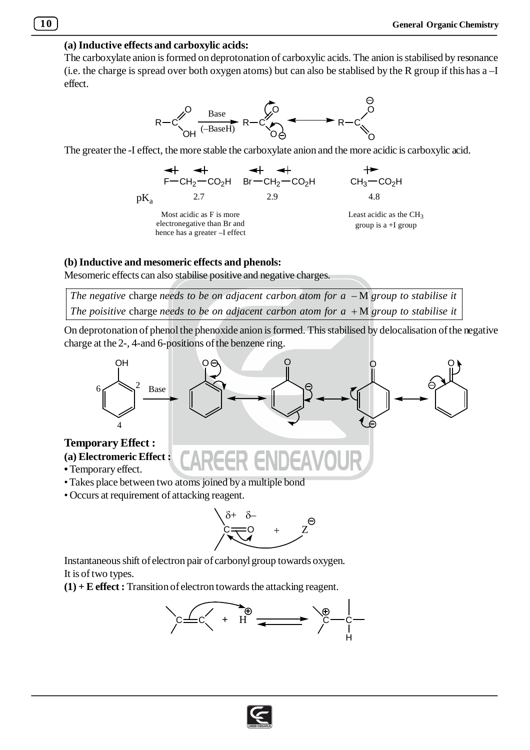**(a) Inductive effects and carboxylic acids:**

The carboxylate anion is formed on deprotonation of carboxylic acids. The anion is stabilised by resonance (i.e. the charge is spread over both oxygen atoms) but can also be stablised by the R group if this has a –I effect.

The greater the -I effect, the more stable the carboxylate anion and the more acidic is carboxylic acid.

$F-CH_2-CO_2H$ &nbsp;&nbsp; $Br-CH_2-CO_2H$ &nbsp;&nbsp; $CH_3-CO_2H$

$pK_a$ &nbsp;&nbsp; 2.7 &nbsp;&nbsp; 2.9 &nbsp;&nbsp; 4.8

Most acidic as F is more electronegative than Br and hence has a greater –I effect

Least acidic as the $CH_3$ group is a +I group

**(b) Inductive and mesomeric effects and phenols:**

Mesomeric effects can also stabilise positive and negative charges.

| |
|---|
| *The negative* charge *needs to be on adjacent carbon atom for a* $-$M *group to stabilise it* |
| *The poisitive* charge *needs to be on adjacent carbon atom for a* $+$M *group to stabilise it* |

On deprotonation of phenol the phenoxide anion is formed. This stabilised by delocalisation of the negative charge at the 2-, 4-and 6-positions of the benzene ring.

## Temporary Effect :

**(a) Electromeric Effect :**

- Temporary effect.
- Takes place between two atoms joined by a multiple bond
- Occurs at requirement of attacking reagent.

Instantaneous shift of electron pair of carbonyl group towards oxygen.

It is of two types.

**(1) + E effect :** Transition of electron towards the attacking reagent.